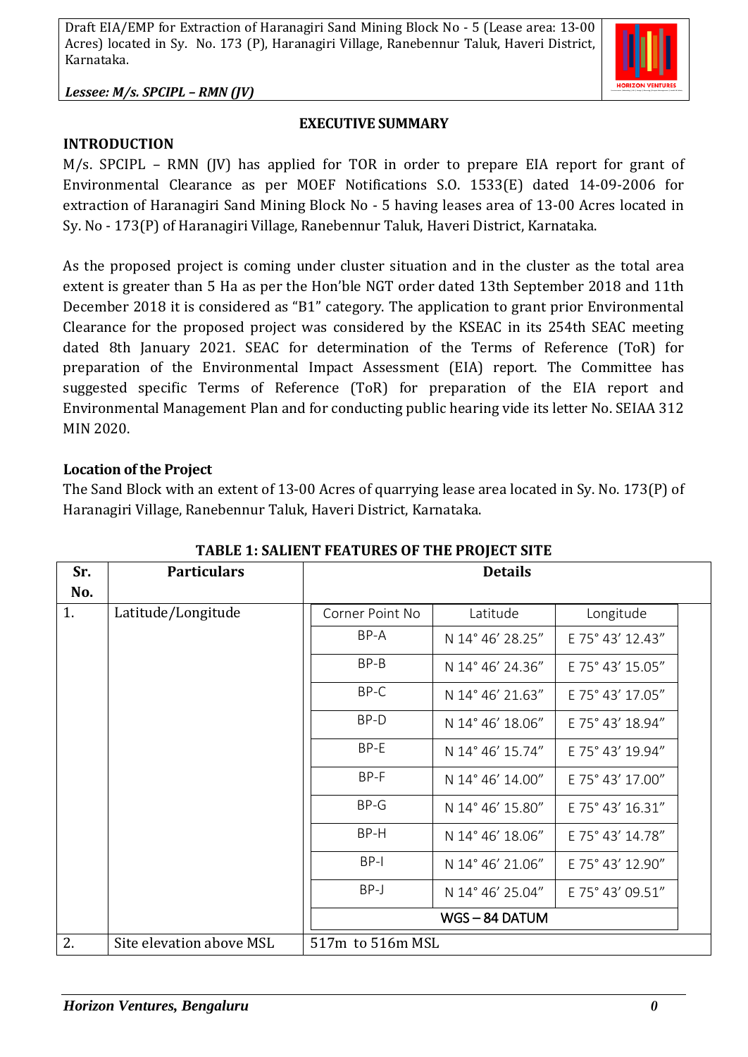## EXECUTIVE SUMMARY

### INTRODUCTION

M/s. SPCIPL – RMN (JV) has applied for TOR in order to prepare EIA report for grant of Environmental Clearance as per MOEF Notifications S.O. 1533(E) dated 14-09-2006 for extraction of Haranagiri Sand Mining Block No - 5 having leases area of 13-00 Acres located in Sy. No - 173(P) of Haranagiri Village, Ranebennur Taluk, Haveri District, Karnataka.

As the proposed project is coming under cluster situation and in the cluster as the total area extent is greater than 5 Ha as per the Hon'ble NGT order dated 13th September 2018 and 11th December 2018 it is considered as "B1" category. The application to grant prior Environmental Clearance for the proposed project was considered by the KSEAC in its 254th SEAC meeting dated 8th January 2021. SEAC for determination of the Terms of Reference (ToR) for preparation of the Environmental Impact Assessment (EIA) report. The Committee has suggested specific Terms of Reference (ToR) for preparation of the EIA report and Environmental Management Plan and for conducting public hearing vide its letter No. SEIAA 312 MIN 2020.

### Location of the Project

The Sand Block with an extent of 13-00 Acres of quarrying lease area located in Sy. No. 173(P) of Haranagiri Village, Ranebennur Taluk, Haveri District, Karnataka.

**TABLE 1: SALIENT FEATURES OF THE PROJECT SITE**

| Sr. No. | Particulars | Details | | |
|---|---|---|---|---|
| 1. | Latitude/Longitude | Corner Point No | Latitude | Longitude |
| | | BP-A | N 14° 46' 28.25" | E 75° 43' 12.43" |
| | | BP-B | N 14° 46' 24.36" | E 75° 43' 15.05" |
| | | BP-C | N 14° 46' 21.63" | E 75° 43' 17.05" |
| | | BP-D | N 14° 46' 18.06" | E 75° 43' 18.94" |
| | | BP-E | N 14° 46' 15.74" | E 75° 43' 19.94" |
| | | BP-F | N 14° 46' 14.00" | E 75° 43' 17.00" |
| | | BP-G | N 14° 46' 15.80" | E 75° 43' 16.31" |
| | | BP-H | N 14° 46' 18.06" | E 75° 43' 14.78" |
| | | BP-I | N 14° 46' 21.06" | E 75° 43' 12.90" |
| | | BP-J | N 14° 46' 25.04" | E 75° 43' 09.51" |
| | | WGS – 84 DATUM | | |
| 2. | Site elevation above MSL | 517m to 516m MSL | | |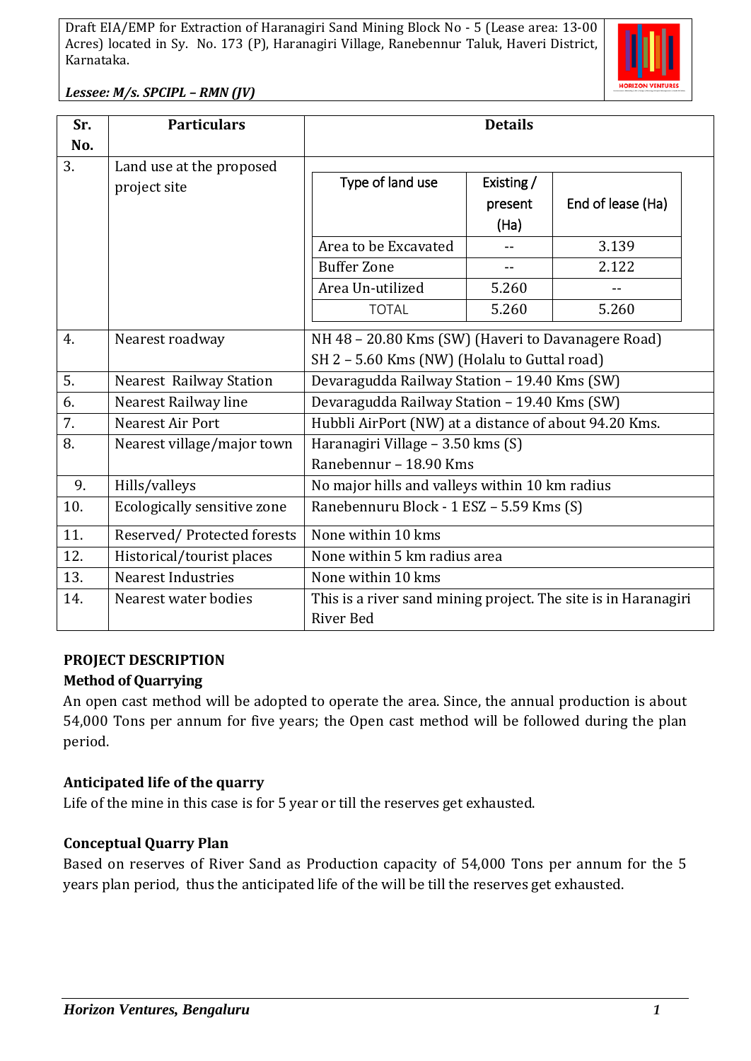| Sr. No. | Particulars | Details |
|---|---|---|
| 3. | Land use at the proposed project site | Type of land use / Existing / present (Ha) / End of lease (Ha): Area to be Excavated: -- / 3.139; Buffer Zone: -- / 2.122; Area Un-utilized: 5.260 / --; TOTAL: 5.260 / 5.260 |
| 4. | Nearest roadway | NH 48 – 20.80 Kms (SW) (Haveri to Davanagere Road)<br>SH 2 – 5.60 Kms (NW) (Holalu to Guttal road) |
| 5. | Nearest Railway Station | Devaragudda Railway Station – 19.40 Kms (SW) |
| 6. | Nearest Railway line | Devaragudda Railway Station – 19.40 Kms (SW) |
| 7. | Nearest Air Port | Hubbli AirPort (NW) at a distance of about 94.20 Kms. |
| 8. | Nearest village/major town | Haranagiri Village – 3.50 kms (S)<br>Ranebennur – 18.90 Kms |
| 9. | Hills/valleys | No major hills and valleys within 10 km radius |
| 10. | Ecologically sensitive zone | Ranebennuru Block - 1 ESZ – 5.59 Kms (S) |
| 11. | Reserved/ Protected forests | None within 10 kms |
| 12. | Historical/tourist places | None within 5 km radius area |
| 13. | Nearest Industries | None within 10 kms |
| 14. | Nearest water bodies | This is a river sand mining project. The site is in Haranagiri River Bed |

Land use at the proposed project site (Sr. No. 3):

| Type of land use | Existing / present (Ha) | End of lease (Ha) |
|---|---|---|
| Area to be Excavated | -- | 3.139 |
| Buffer Zone | -- | 2.122 |
| Area Un-utilized | 5.260 | -- |
| TOTAL | 5.260 | 5.260 |

**PROJECT DESCRIPTION**

**Method of Quarrying**

An open cast method will be adopted to operate the area. Since, the annual production is about 54,000 Tons per annum for five years; the Open cast method will be followed during the plan period.

**Anticipated life of the quarry**

Life of the mine in this case is for 5 year or till the reserves get exhausted.

**Conceptual Quarry Plan**

Based on reserves of River Sand as Production capacity of 54,000 Tons per annum for the 5 years plan period, thus the anticipated life of the will be till the reserves get exhausted.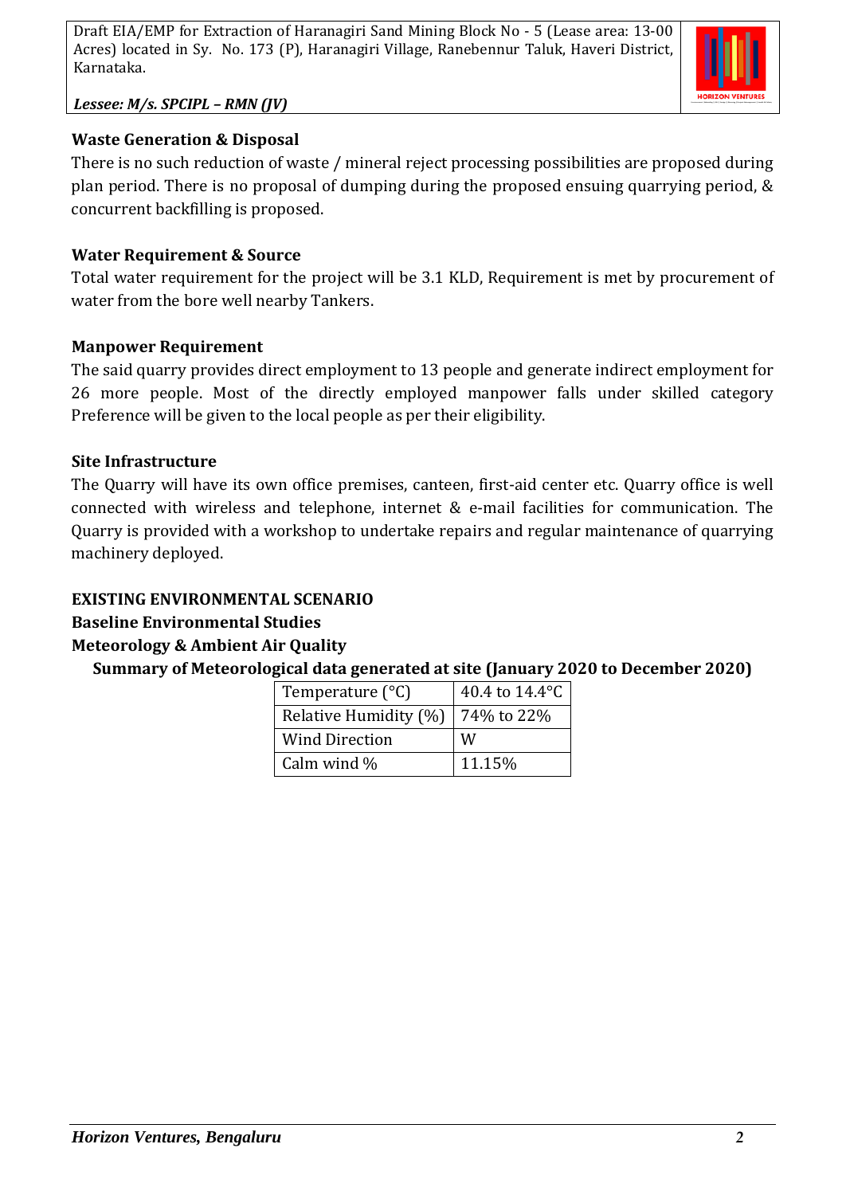### Waste Generation & Disposal

There is no such reduction of waste / mineral reject processing possibilities are proposed during plan period. There is no proposal of dumping during the proposed ensuing quarrying period, & concurrent backfilling is proposed.

### Water Requirement & Source

Total water requirement for the project will be 3.1 KLD, Requirement is met by procurement of water from the bore well nearby Tankers.

### Manpower Requirement

The said quarry provides direct employment to 13 people and generate indirect employment for 26 more people. Most of the directly employed manpower falls under skilled category Preference will be given to the local people as per their eligibility.

### Site Infrastructure

The Quarry will have its own office premises, canteen, first-aid center etc. Quarry office is well connected with wireless and telephone, internet & e-mail facilities for communication. The Quarry is provided with a workshop to undertake repairs and regular maintenance of quarrying machinery deployed.

## EXISTING ENVIRONMENTAL SCENARIO

### Baseline Environmental Studies

### Meteorology & Ambient Air Quality

**Summary of Meteorological data generated at site (January 2020 to December 2020)**

| Parameter | Value |
|---|---|
| Temperature (°C) | 40.4 to 14.4°C |
| Relative Humidity (%) | 74% to 22% |
| Wind Direction | W |
| Calm wind % | 11.15% |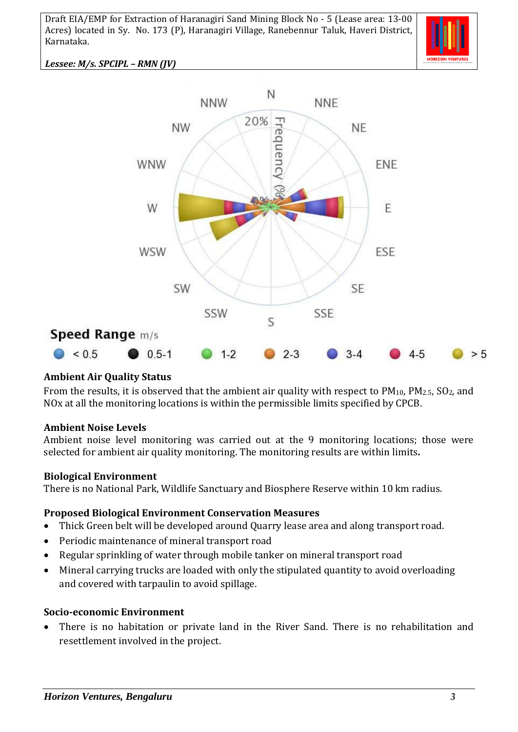**Ambient Air Quality Status**

From the results, it is observed that the ambient air quality with respect to $PM_{10}$, $PM_{2.5}$, $SO_2$, and NOx at all the monitoring locations is within the permissible limits specified by CPCB.

**Ambient Noise Levels**

Ambient noise level monitoring was carried out at the 9 monitoring locations; those were selected for ambient air quality monitoring. The monitoring results are within limits**.**

**Biological Environment**

There is no National Park, Wildlife Sanctuary and Biosphere Reserve within 10 km radius.

**Proposed Biological Environment Conservation Measures**

- Thick Green belt will be developed around Quarry lease area and along transport road.
- Periodic maintenance of mineral transport road
- Regular sprinkling of water through mobile tanker on mineral transport road
- Mineral carrying trucks are loaded with only the stipulated quantity to avoid overloading and covered with tarpaulin to avoid spillage.

**Socio-economic Environment**

- There is no habitation or private land in the River Sand. There is no rehabilitation and resettlement involved in the project.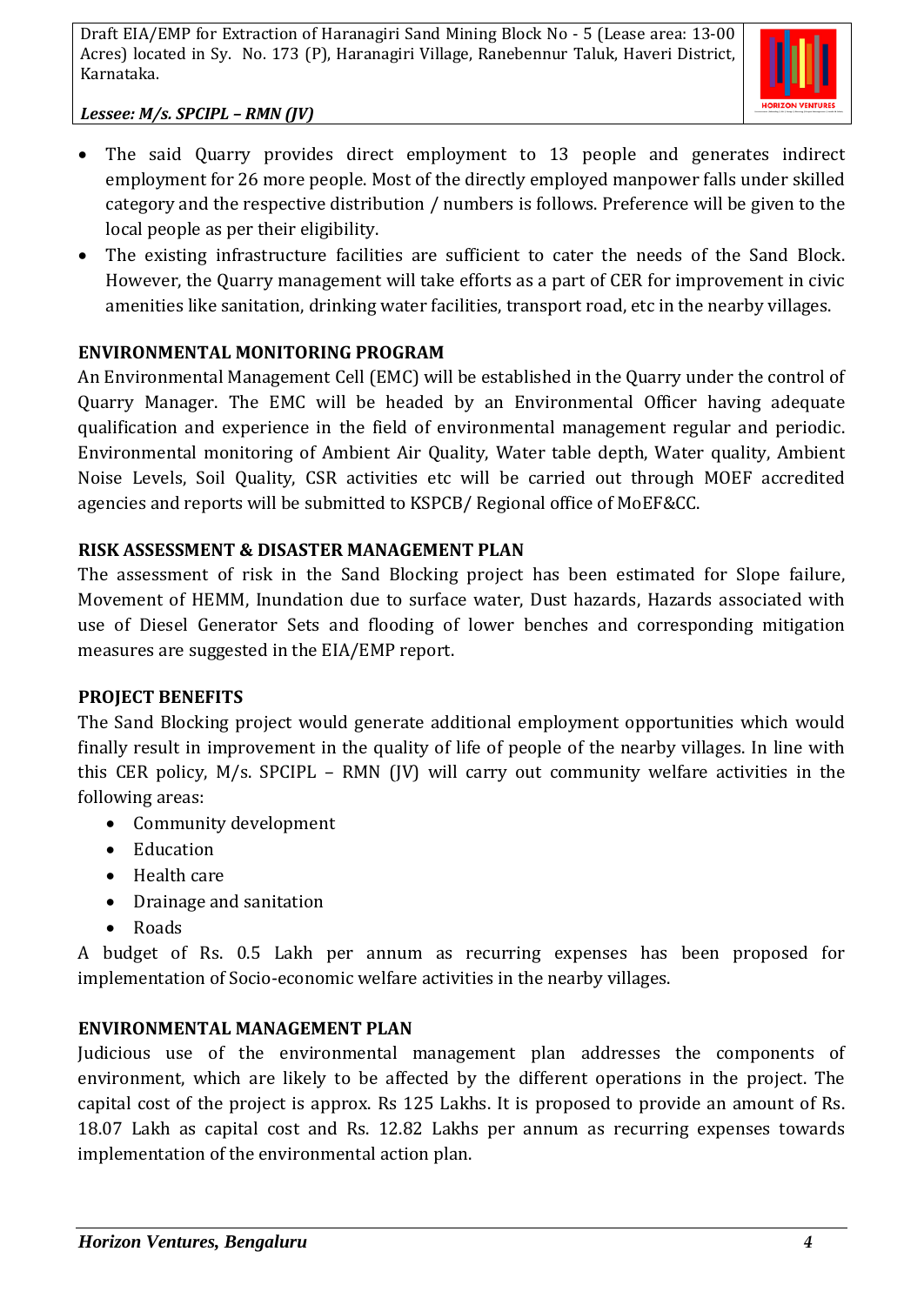- The said Quarry provides direct employment to 13 people and generates indirect employment for 26 more people. Most of the directly employed manpower falls under skilled category and the respective distribution / numbers is follows. Preference will be given to the local people as per their eligibility.
- The existing infrastructure facilities are sufficient to cater the needs of the Sand Block. However, the Quarry management will take efforts as a part of CER for improvement in civic amenities like sanitation, drinking water facilities, transport road, etc in the nearby villages.

**ENVIRONMENTAL MONITORING PROGRAM**

An Environmental Management Cell (EMC) will be established in the Quarry under the control of Quarry Manager. The EMC will be headed by an Environmental Officer having adequate qualification and experience in the field of environmental management regular and periodic. Environmental monitoring of Ambient Air Quality, Water table depth, Water quality, Ambient Noise Levels, Soil Quality, CSR activities etc will be carried out through MOEF accredited agencies and reports will be submitted to KSPCB/ Regional office of MoEF&CC.

**RISK ASSESSMENT & DISASTER MANAGEMENT PLAN**

The assessment of risk in the Sand Blocking project has been estimated for Slope failure, Movement of HEMM, Inundation due to surface water, Dust hazards, Hazards associated with use of Diesel Generator Sets and flooding of lower benches and corresponding mitigation measures are suggested in the EIA/EMP report.

**PROJECT BENEFITS**

The Sand Blocking project would generate additional employment opportunities which would finally result in improvement in the quality of life of people of the nearby villages. In line with this CER policy, M/s. SPCIPL – RMN (JV) will carry out community welfare activities in the following areas:

- Community development
- Education
- Health care
- Drainage and sanitation
- Roads

A budget of Rs. 0.5 Lakh per annum as recurring expenses has been proposed for implementation of Socio-economic welfare activities in the nearby villages.

**ENVIRONMENTAL MANAGEMENT PLAN**

Judicious use of the environmental management plan addresses the components of environment, which are likely to be affected by the different operations in the project. The capital cost of the project is approx. Rs 125 Lakhs. It is proposed to provide an amount of Rs. 18.07 Lakh as capital cost and Rs. 12.82 Lakhs per annum as recurring expenses towards implementation of the environmental action plan.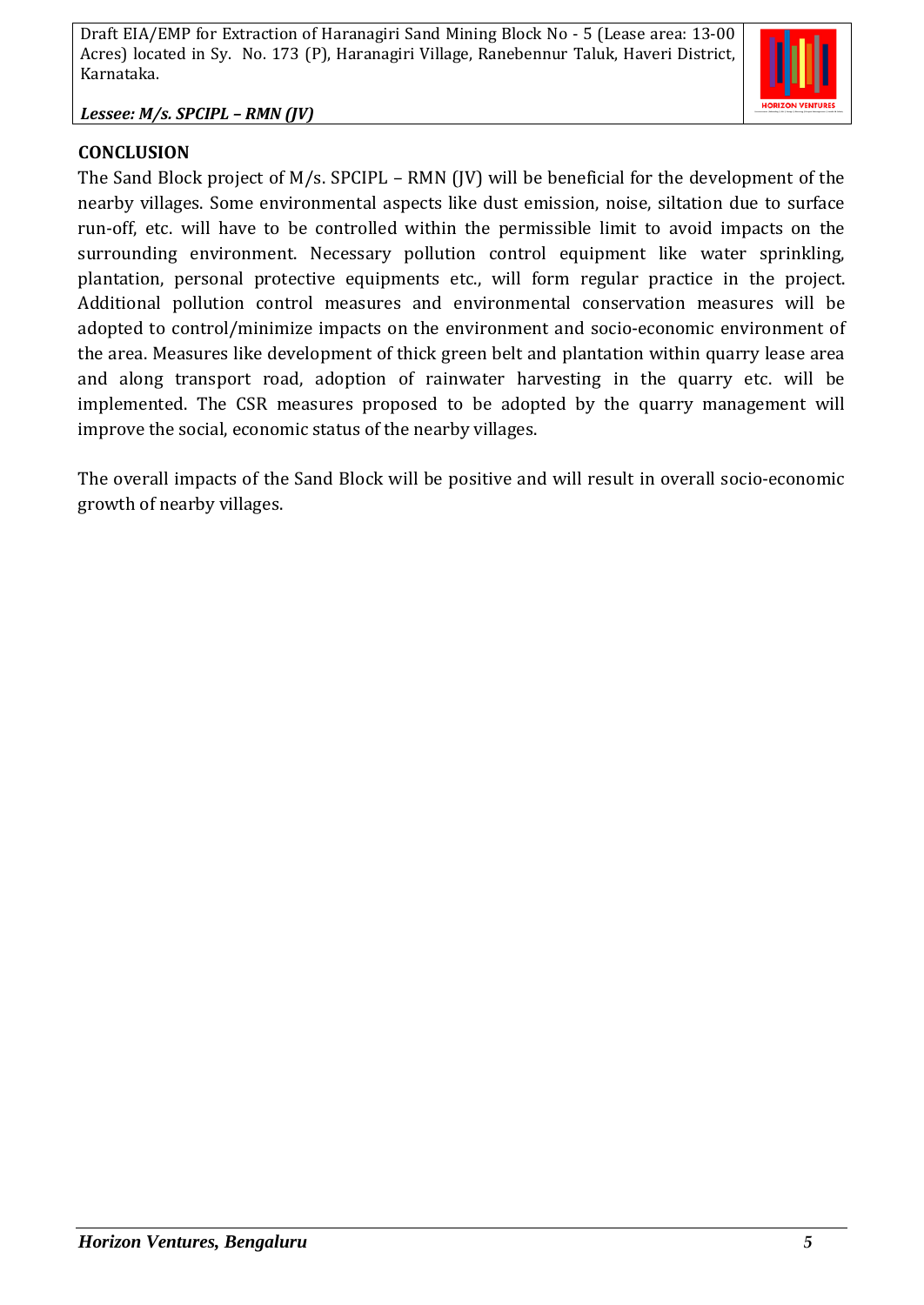## CONCLUSION

The Sand Block project of M/s. SPCIPL – RMN (JV) will be beneficial for the development of the nearby villages. Some environmental aspects like dust emission, noise, siltation due to surface run-off, etc. will have to be controlled within the permissible limit to avoid impacts on the surrounding environment. Necessary pollution control equipment like water sprinkling, plantation, personal protective equipments etc., will form regular practice in the project. Additional pollution control measures and environmental conservation measures will be adopted to control/minimize impacts on the environment and socio-economic environment of the area. Measures like development of thick green belt and plantation within quarry lease area and along transport road, adoption of rainwater harvesting in the quarry etc. will be implemented. The CSR measures proposed to be adopted by the quarry management will improve the social, economic status of the nearby villages.

The overall impacts of the Sand Block will be positive and will result in overall socio-economic growth of nearby villages.